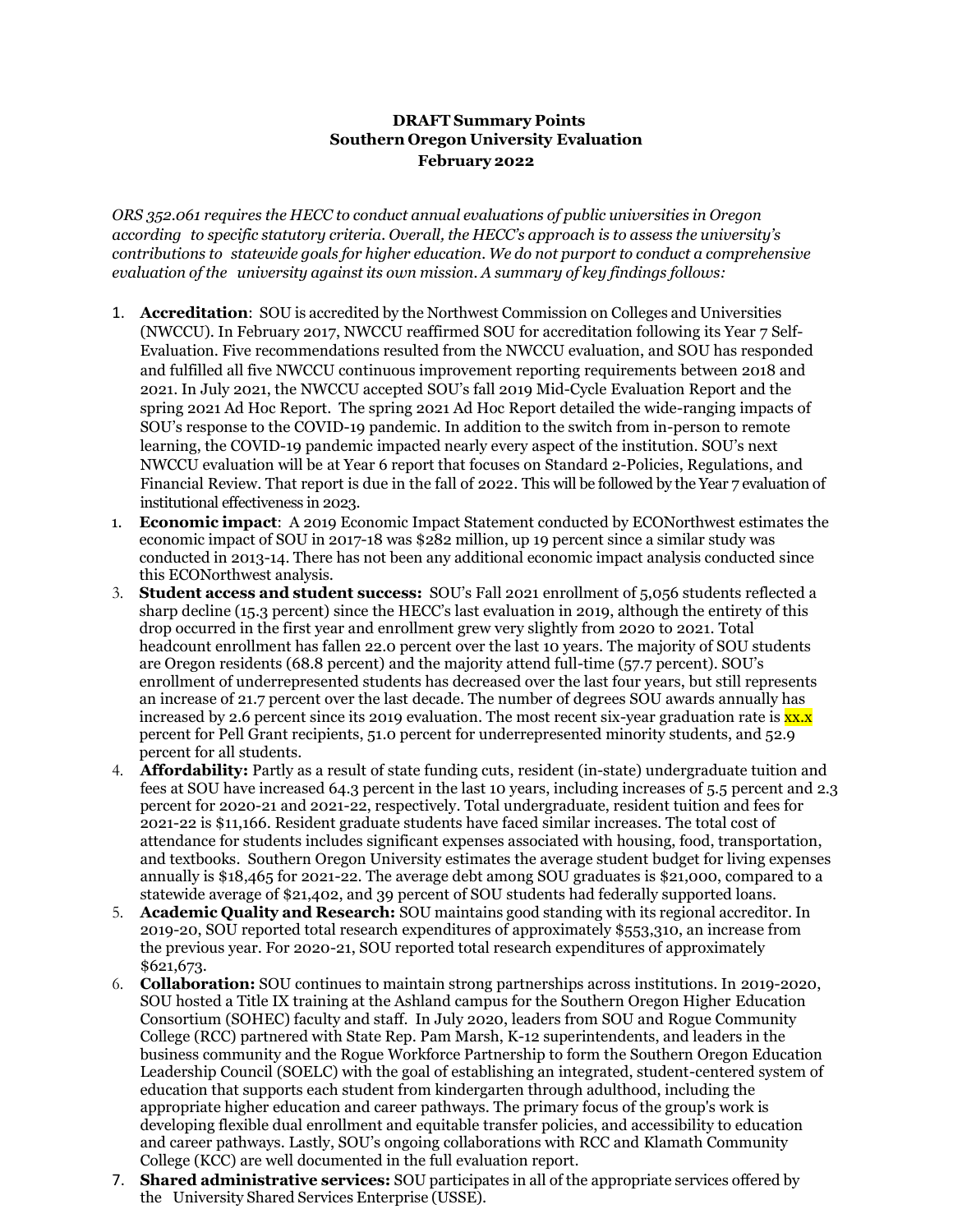**DRAFT Summary Points**
**Southern Oregon University Evaluation**
**February 2022**

*ORS 352.061 requires the HECC to conduct annual evaluations of public universities in Oregon according to specific statutory criteria. Overall, the HECC's approach is to assess the university's contributions to statewide goals for higher education. We do not purport to conduct a comprehensive evaluation of the university against its own mission. A summary of key findings follows:*

1. **Accreditation**: SOU is accredited by the Northwest Commission on Colleges and Universities (NWCCU). In February 2017, NWCCU reaffirmed SOU for accreditation following its Year 7 Self-Evaluation. Five recommendations resulted from the NWCCU evaluation, and SOU has responded and fulfilled all five NWCCU continuous improvement reporting requirements between 2018 and 2021. In July 2021, the NWCCU accepted SOU's fall 2019 Mid-Cycle Evaluation Report and the spring 2021 Ad Hoc Report. The spring 2021 Ad Hoc Report detailed the wide-ranging impacts of SOU's response to the COVID-19 pandemic. In addition to the switch from in-person to remote learning, the COVID-19 pandemic impacted nearly every aspect of the institution. SOU's next NWCCU evaluation will be at Year 6 report that focuses on Standard 2-Policies, Regulations, and Financial Review. That report is due in the fall of 2022. This will be followed by the Year 7 evaluation of institutional effectiveness in 2023.
1. **Economic impact**: A 2019 Economic Impact Statement conducted by ECONorthwest estimates the economic impact of SOU in 2017-18 was $282 million, up 19 percent since a similar study was conducted in 2013-14. There has not been any additional economic impact analysis conducted since this ECONorthwest analysis.
3. **Student access and student success:** SOU's Fall 2021 enrollment of 5,056 students reflected a sharp decline (15.3 percent) since the HECC's last evaluation in 2019, although the entirety of this drop occurred in the first year and enrollment grew very slightly from 2020 to 2021. Total headcount enrollment has fallen 22.0 percent over the last 10 years. The majority of SOU students are Oregon residents (68.8 percent) and the majority attend full-time (57.7 percent). SOU's enrollment of underrepresented students has decreased over the last four years, but still represents an increase of 21.7 percent over the last decade. The number of degrees SOU awards annually has increased by 2.6 percent since its 2019 evaluation. The most recent six-year graduation rate is xx.x percent for Pell Grant recipients, 51.0 percent for underrepresented minority students, and 52.9 percent for all students.
4. **Affordability:** Partly as a result of state funding cuts, resident (in-state) undergraduate tuition and fees at SOU have increased 64.3 percent in the last 10 years, including increases of 5.5 percent and 2.3 percent for 2020-21 and 2021-22, respectively. Total undergraduate, resident tuition and fees for 2021-22 is $11,166. Resident graduate students have faced similar increases. The total cost of attendance for students includes significant expenses associated with housing, food, transportation, and textbooks. Southern Oregon University estimates the average student budget for living expenses annually is $18,465 for 2021-22. The average debt among SOU graduates is $21,000, compared to a statewide average of $21,402, and 39 percent of SOU students had federally supported loans.
5. **Academic Quality and Research:** SOU maintains good standing with its regional accreditor. In 2019-20, SOU reported total research expenditures of approximately $553,310, an increase from the previous year. For 2020-21, SOU reported total research expenditures of approximately $621,673.
6. **Collaboration:** SOU continues to maintain strong partnerships across institutions. In 2019-2020, SOU hosted a Title IX training at the Ashland campus for the Southern Oregon Higher Education Consortium (SOHEC) faculty and staff. In July 2020, leaders from SOU and Rogue Community College (RCC) partnered with State Rep. Pam Marsh, K-12 superintendents, and leaders in the business community and the Rogue Workforce Partnership to form the Southern Oregon Education Leadership Council (SOELC) with the goal of establishing an integrated, student-centered system of education that supports each student from kindergarten through adulthood, including the appropriate higher education and career pathways. The primary focus of the group's work is developing flexible dual enrollment and equitable transfer policies, and accessibility to education and career pathways. Lastly, SOU's ongoing collaborations with RCC and Klamath Community College (KCC) are well documented in the full evaluation report.
7. **Shared administrative services:** SOU participates in all of the appropriate services offered by the University Shared Services Enterprise (USSE).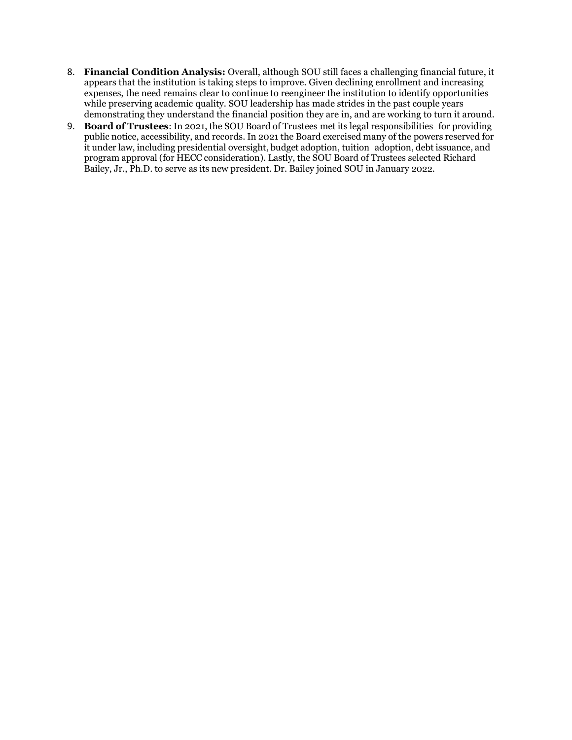8. **Financial Condition Analysis:** Overall, although SOU still faces a challenging financial future, it appears that the institution is taking steps to improve. Given declining enrollment and increasing expenses, the need remains clear to continue to reengineer the institution to identify opportunities while preserving academic quality. SOU leadership has made strides in the past couple years demonstrating they understand the financial position they are in, and are working to turn it around.
9. **Board of Trustees**: In 2021, the SOU Board of Trustees met its legal responsibilities for providing public notice, accessibility, and records. In 2021 the Board exercised many of the powers reserved for it under law, including presidential oversight, budget adoption, tuition adoption, debt issuance, and program approval (for HECC consideration). Lastly, the SOU Board of Trustees selected Richard Bailey, Jr., Ph.D. to serve as its new president. Dr. Bailey joined SOU in January 2022.